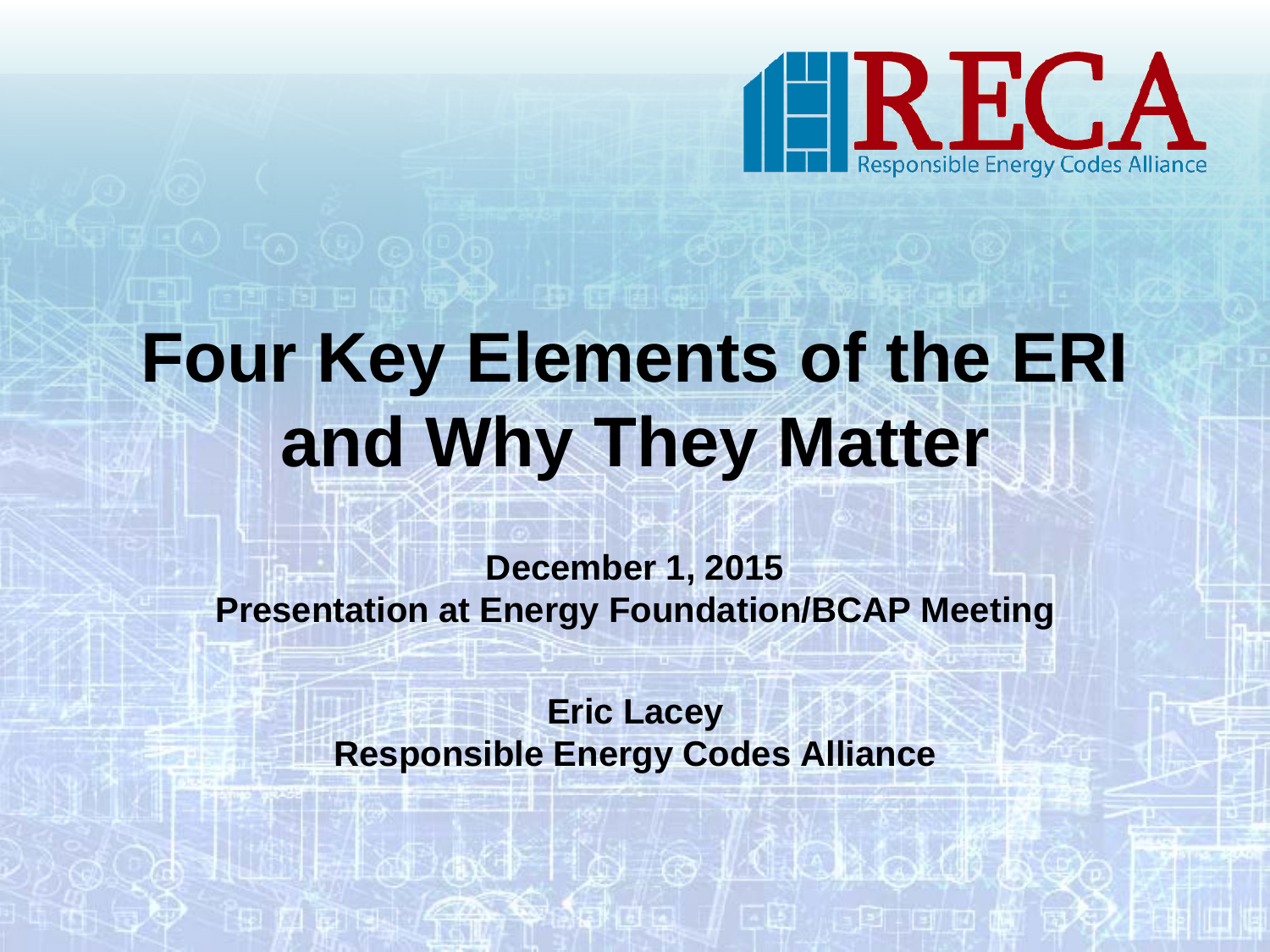RECA

Responsible Energy Codes Alliance

# Four Key Elements of the ERI and Why They Matter

**December 1, 2015**

**Presentation at Energy Foundation/BCAP Meeting**

**Eric Lacey**

**Responsible Energy Codes Alliance**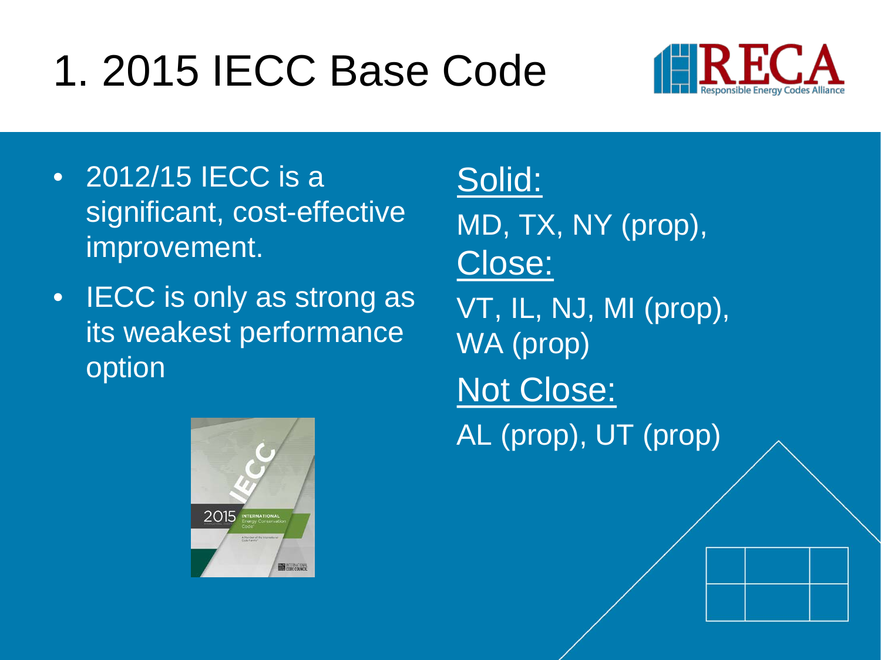# 1. 2015 IECC Base Code

- 2012/15 IECC is a significant, cost-effective improvement.
- IECC is only as strong as its weakest performance option

Solid:

MD, TX, NY (prop),

Close:

VT, IL, NJ, MI (prop), WA (prop)

Not Close:

AL (prop), UT (prop)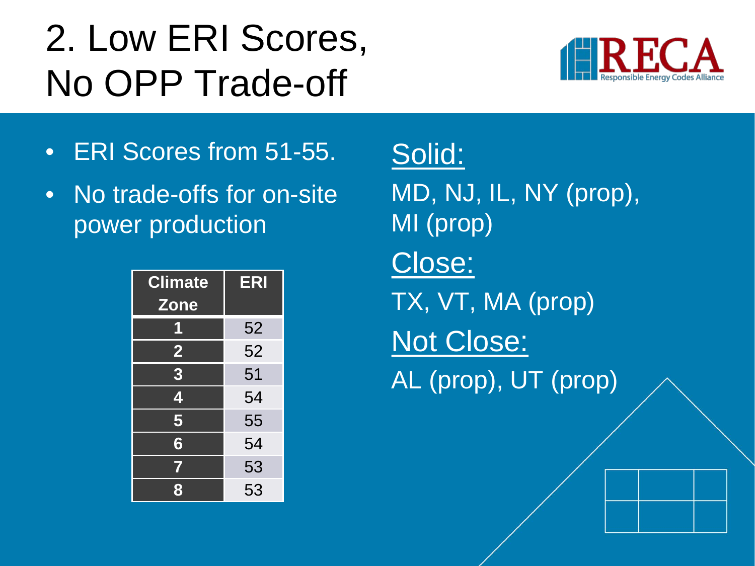# 2. Low ERI Scores, No OPP Trade-off

RECA Responsible Energy Codes Alliance

- ERI Scores from 51-55.
- No trade-offs for on-site power production

| Climate Zone | ERI |
|---|---|
| 1 | 52 |
| 2 | 52 |
| 3 | 51 |
| 4 | 54 |
| 5 | 55 |
| 6 | 54 |
| 7 | 53 |
| 8 | 53 |

<u>Solid:</u>

MD, NJ, IL, NY (prop), MI (prop)

<u>Close:</u>

TX, VT, MA (prop)

<u>Not Close:</u>

AL (prop), UT (prop)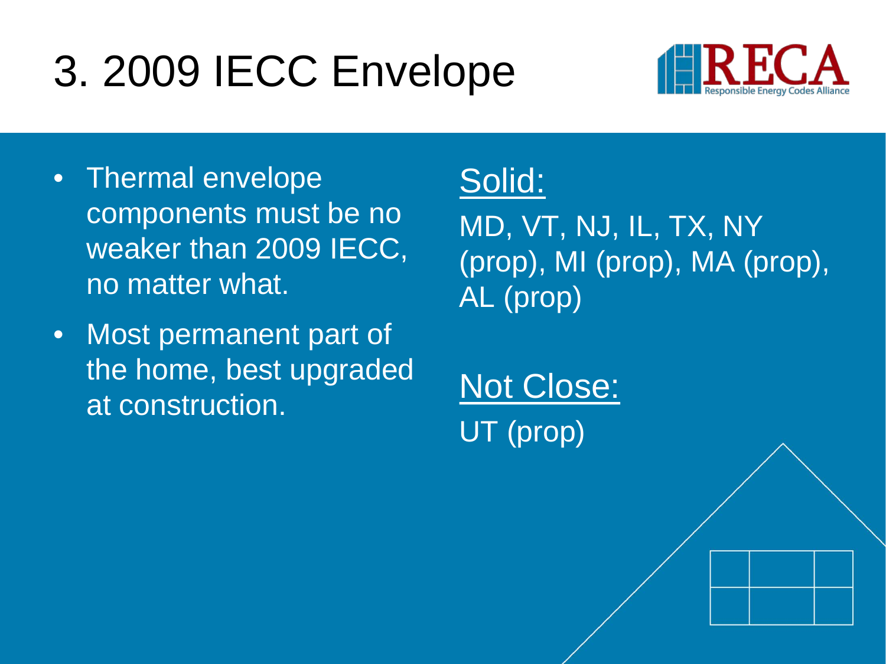# 3. 2009 IECC Envelope

- Thermal envelope components must be no weaker than 2009 IECC, no matter what.
- Most permanent part of the home, best upgraded at construction.

**Solid:**

MD, VT, NJ, IL, TX, NY (prop), MI (prop), MA (prop), AL (prop)

**Not Close:**

UT (prop)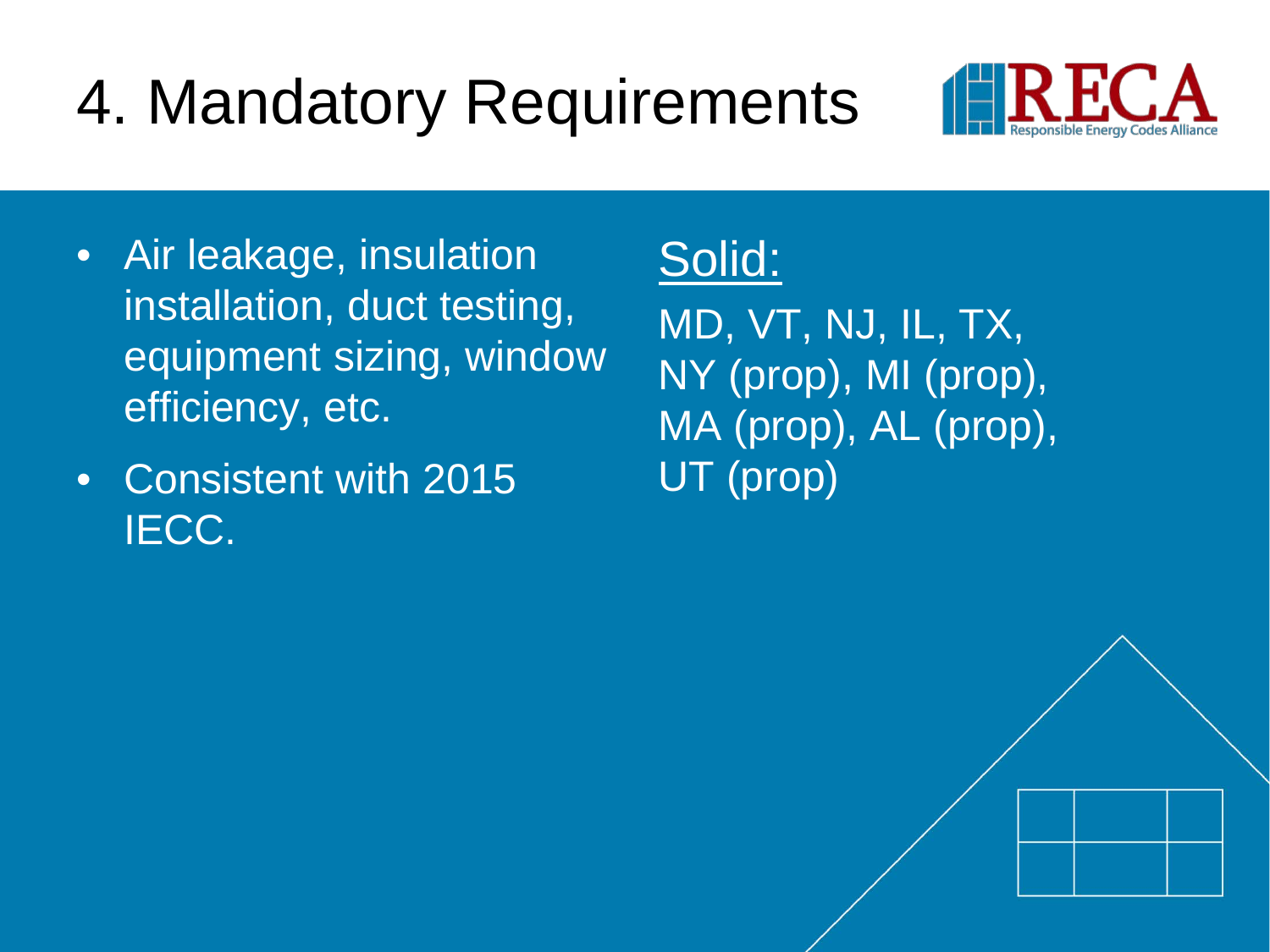# 4. Mandatory Requirements

- Air leakage, insulation installation, duct testing, equipment sizing, window efficiency, etc.
- Consistent with 2015 IECC.

<u>Solid:</u>

MD, VT, NJ, IL, TX, NY (prop), MI (prop), MA (prop), AL (prop), UT (prop)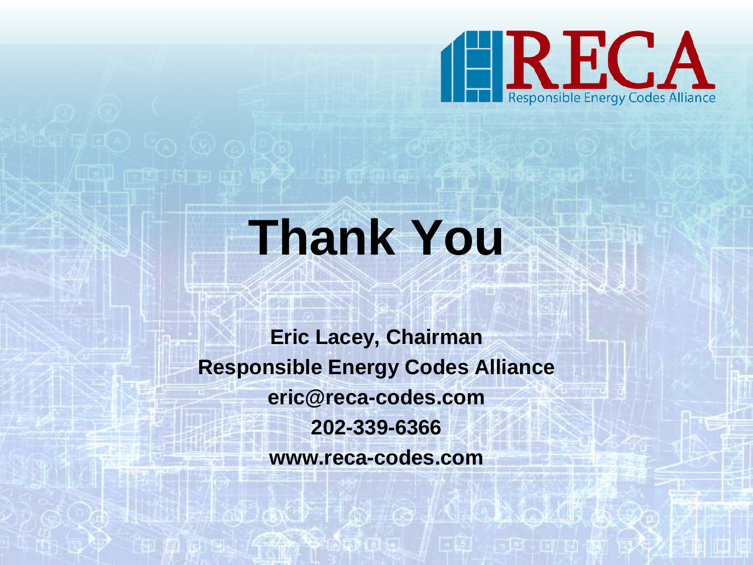RECA

Responsible Energy Codes Alliance

# Thank You

**Eric Lacey, Chairman**

**Responsible Energy Codes Alliance**

**eric@reca-codes.com**

**202-339-6366**

**www.reca-codes.com**